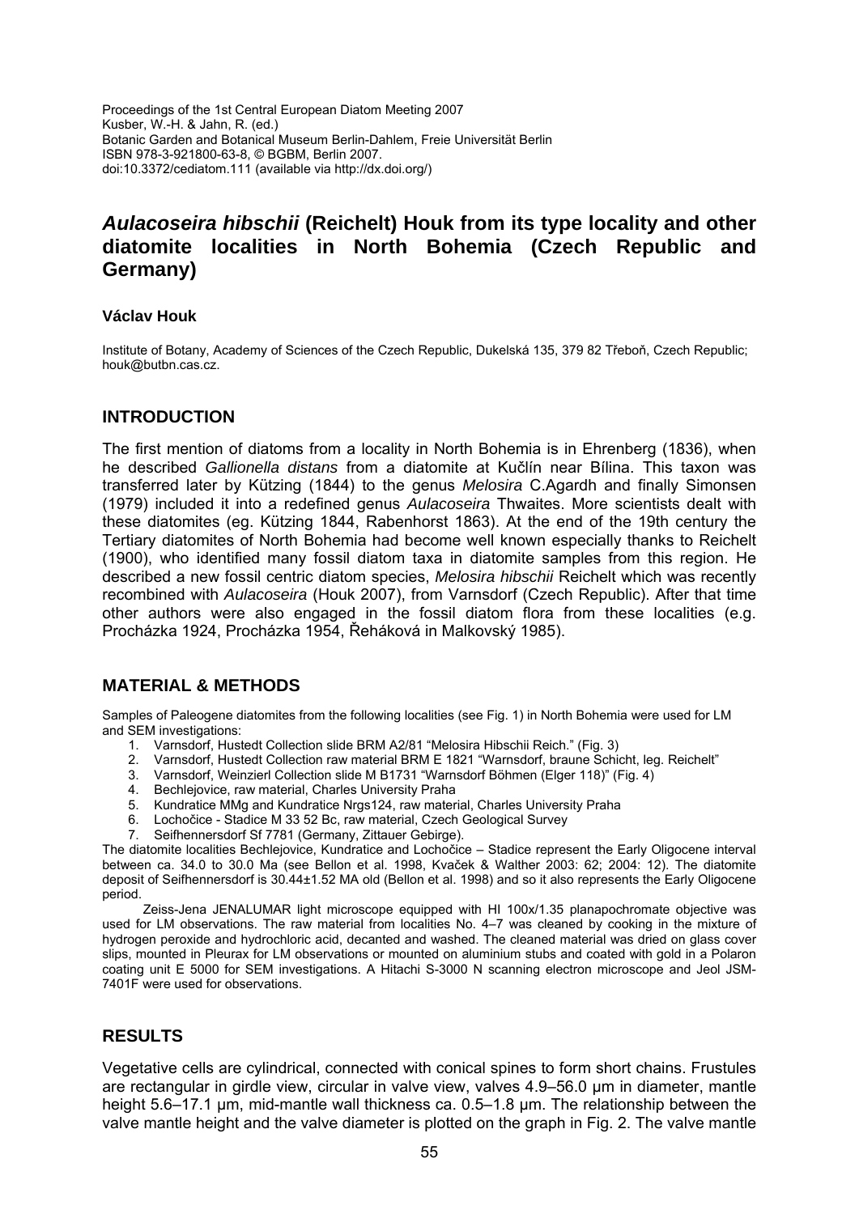Proceedings of the 1st Central European Diatom Meeting 2007
Kusber, W.-H. & Jahn, R. (ed.)
Botanic Garden and Botanical Museum Berlin-Dahlem, Freie Universität Berlin
ISBN 978-3-921800-63-8, © BGBM, Berlin 2007.
doi:10.3372/cediatom.111 (available via http://dx.doi.org/)

# *Aulacoseira hibschii* (Reichelt) Houk from its type locality and other diatomite localities in North Bohemia (Czech Republic and Germany)

**Václav Houk**

Institute of Botany, Academy of Sciences of the Czech Republic, Dukelská 135, 379 82 Třeboň, Czech Republic; houk@butbn.cas.cz.

## INTRODUCTION

The first mention of diatoms from a locality in North Bohemia is in Ehrenberg (1836), when he described *Gallionella distans* from a diatomite at Kučlín near Bílina. This taxon was transferred later by Kützing (1844) to the genus *Melosira* C.Agardh and finally Simonsen (1979) included it into a redefined genus *Aulacoseira* Thwaites. More scientists dealt with these diatomites (eg. Kützing 1844, Rabenhorst 1863). At the end of the 19th century the Tertiary diatomites of North Bohemia had become well known especially thanks to Reichelt (1900), who identified many fossil diatom taxa in diatomite samples from this region. He described a new fossil centric diatom species, *Melosira hibschii* Reichelt which was recently recombined with *Aulacoseira* (Houk 2007), from Varnsdorf (Czech Republic). After that time other authors were also engaged in the fossil diatom flora from these localities (e.g. Procházka 1924, Procházka 1954, Řeháková in Malkovský 1985).

## MATERIAL & METHODS

Samples of Paleogene diatomites from the following localities (see Fig. 1) in North Bohemia were used for LM and SEM investigations:

1. Varnsdorf, Hustedt Collection slide BRM A2/81 "Melosira Hibschii Reich." (Fig. 3)
2. Varnsdorf, Hustedt Collection raw material BRM E 1821 "Warnsdorf, braune Schicht, leg. Reichelt"
3. Varnsdorf, Weinzierl Collection slide M B1731 "Warnsdorf Böhmen (Elger 118)" (Fig. 4)
4. Bechlejovice, raw material, Charles University Praha
5. Kundratice MMg and Kundratice Nrgs124, raw material, Charles University Praha
6. Lochočice - Stadice M 33 52 Bc, raw material, Czech Geological Survey
7. Seifhennersdorf Sf 7781 (Germany, Zittauer Gebirge).

The diatomite localities Bechlejovice, Kundratice and Lochočice – Stadice represent the Early Oligocene interval between ca. 34.0 to 30.0 Ma (see Bellon et al. 1998, Kvaček & Walther 2003: 62; 2004: 12). The diatomite deposit of Seifhennersdorf is 30.44±1.52 MA old (Bellon et al. 1998) and so it also represents the Early Oligocene period.

Zeiss-Jena JENALUMAR light microscope equipped with HI 100x/1.35 planapochromate objective was used for LM observations. The raw material from localities No. 4–7 was cleaned by cooking in the mixture of hydrogen peroxide and hydrochloric acid, decanted and washed. The cleaned material was dried on glass cover slips, mounted in Pleurax for LM observations or mounted on aluminium stubs and coated with gold in a Polaron coating unit E 5000 for SEM investigations. A Hitachi S-3000 N scanning electron microscope and Jeol JSM-7401F were used for observations.

## RESULTS

Vegetative cells are cylindrical, connected with conical spines to form short chains. Frustules are rectangular in girdle view, circular in valve view, valves 4.9–56.0 µm in diameter, mantle height 5.6–17.1 µm, mid-mantle wall thickness ca. 0.5–1.8 µm. The relationship between the valve mantle height and the valve diameter is plotted on the graph in Fig. 2. The valve mantle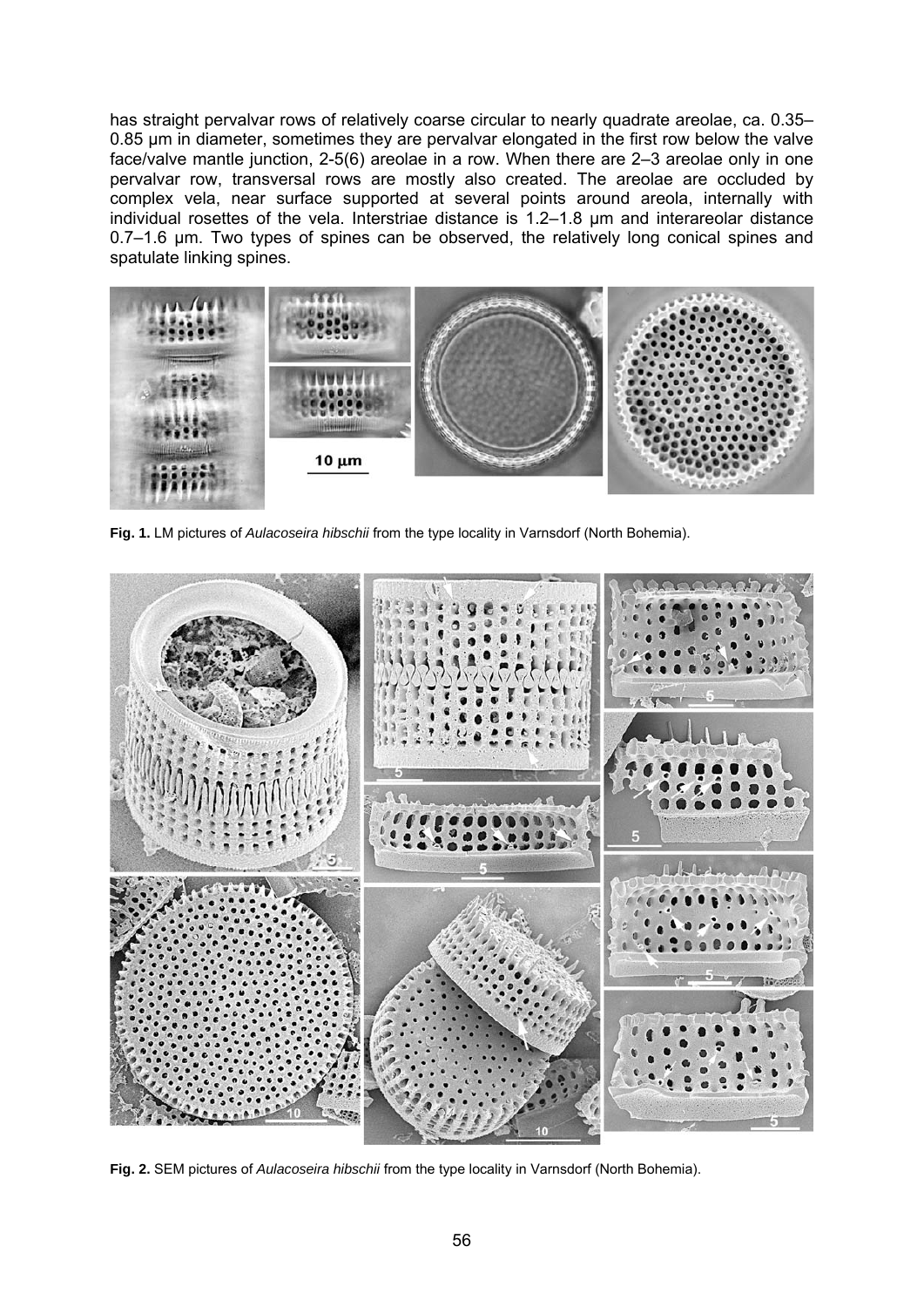has straight pervalvar rows of relatively coarse circular to nearly quadrate areolae, ca. 0.35–0.85 µm in diameter, sometimes they are pervalvar elongated in the first row below the valve face/valve mantle junction, 2-5(6) areolae in a row. When there are 2–3 areolae only in one pervalvar row, transversal rows are mostly also created. The areolae are occluded by complex vela, near surface supported at several points around areola, internally with individual rosettes of the vela. Interstriae distance is 1.2–1.8 µm and interareolar distance 0.7–1.6 µm. Two types of spines can be observed, the relatively long conical spines and spatulate linking spines.

**Fig. 1.** LM pictures of *Aulacoseira hibschii* from the type locality in Varnsdorf (North Bohemia).

**Fig. 2.** SEM pictures of *Aulacoseira hibschii* from the type locality in Varnsdorf (North Bohemia).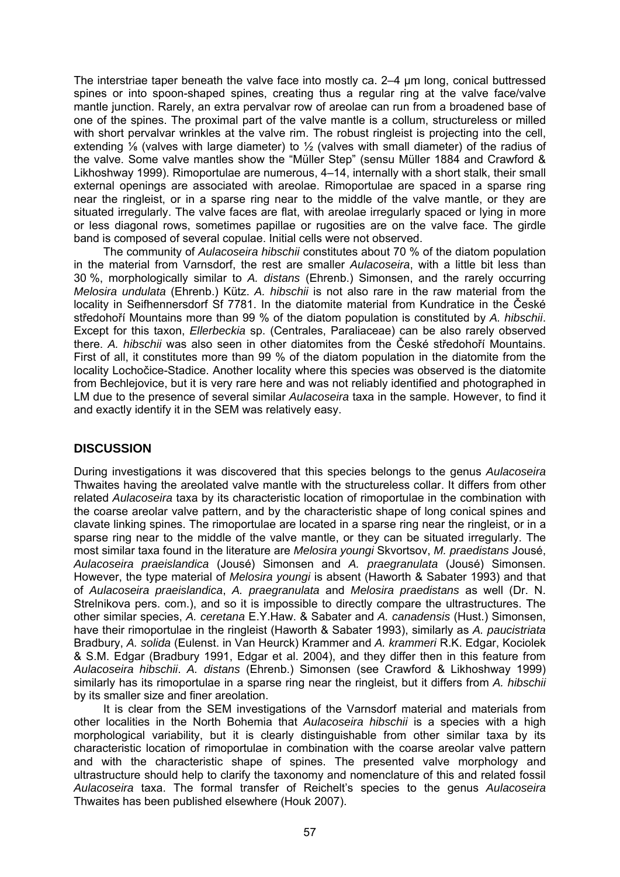The interstriae taper beneath the valve face into mostly ca. 2–4 µm long, conical buttressed spines or into spoon-shaped spines, creating thus a regular ring at the valve face/valve mantle junction. Rarely, an extra pervalvar row of areolae can run from a broadened base of one of the spines. The proximal part of the valve mantle is a collum, structureless or milled with short pervalvar wrinkles at the valve rim. The robust ringleist is projecting into the cell, extending ⅛ (valves with large diameter) to ½ (valves with small diameter) of the radius of the valve. Some valve mantles show the "Müller Step" (sensu Müller 1884 and Crawford & Likhoshway 1999). Rimoportulae are numerous, 4–14, internally with a short stalk, their small external openings are associated with areolae. Rimoportulae are spaced in a sparse ring near the ringleist, or in a sparse ring near to the middle of the valve mantle, or they are situated irregularly. The valve faces are flat, with areolae irregularly spaced or lying in more or less diagonal rows, sometimes papillae or rugosities are on the valve face. The girdle band is composed of several copulae. Initial cells were not observed.

The community of *Aulacoseira hibschii* constitutes about 70 % of the diatom population in the material from Varnsdorf, the rest are smaller *Aulacoseira*, with a little bit less than 30 %, morphologically similar to *A. distans* (Ehrenb.) Simonsen, and the rarely occurring *Melosira undulata* (Ehrenb.) Kütz. *A. hibschii* is not also rare in the raw material from the locality in Seifhennersdorf Sf 7781. In the diatomite material from Kundratice in the České středohoří Mountains more than 99 % of the diatom population is constituted by *A. hibschii*. Except for this taxon, *Ellerbeckia* sp. (Centrales, Paraliaceae) can be also rarely observed there. *A. hibschii* was also seen in other diatomites from the České středohoří Mountains. First of all, it constitutes more than 99 % of the diatom population in the diatomite from the locality Lochočice-Stadice. Another locality where this species was observed is the diatomite from Bechlejovice, but it is very rare here and was not reliably identified and photographed in LM due to the presence of several similar *Aulacoseira* taxa in the sample. However, to find it and exactly identify it in the SEM was relatively easy.

## DISCUSSION

During investigations it was discovered that this species belongs to the genus *Aulacoseira* Thwaites having the areolated valve mantle with the structureless collar. It differs from other related *Aulacoseira* taxa by its characteristic location of rimoportulae in the combination with the coarse areolar valve pattern, and by the characteristic shape of long conical spines and clavate linking spines. The rimoportulae are located in a sparse ring near the ringleist, or in a sparse ring near to the middle of the valve mantle, or they can be situated irregularly. The most similar taxa found in the literature are *Melosira youngi* Skvortsov, *M. praedistans* Jousé, *Aulacoseira praeislandica* (Jousé) Simonsen and *A. praegranulata* (Jousé) Simonsen. However, the type material of *Melosira youngi* is absent (Haworth & Sabater 1993) and that of *Aulacoseira praeislandica*, *A. praegranulata* and *Melosira praedistans* as well (Dr. N. Strelnikova pers. com.), and so it is impossible to directly compare the ultrastructures. The other similar species, *A. ceretana* E.Y.Haw. & Sabater and *A. canadensis* (Hust.) Simonsen, have their rimoportulae in the ringleist (Haworth & Sabater 1993), similarly as *A. paucistriata* Bradbury, *A. solida* (Eulenst. in Van Heurck) Krammer and *A. krammeri* R.K. Edgar, Kociolek & S.M. Edgar (Bradbury 1991, Edgar et al. 2004), and they differ then in this feature from *Aulacoseira hibschii*. *A. distans* (Ehrenb.) Simonsen (see Crawford & Likhoshway 1999) similarly has its rimoportulae in a sparse ring near the ringleist, but it differs from *A. hibschii* by its smaller size and finer areolation.

It is clear from the SEM investigations of the Varnsdorf material and materials from other localities in the North Bohemia that *Aulacoseira hibschii* is a species with a high morphological variability, but it is clearly distinguishable from other similar taxa by its characteristic location of rimoportulae in combination with the coarse areolar valve pattern and with the characteristic shape of spines. The presented valve morphology and ultrastructure should help to clarify the taxonomy and nomenclature of this and related fossil *Aulacoseira* taxa. The formal transfer of Reichelt's species to the genus *Aulacoseira* Thwaites has been published elsewhere (Houk 2007).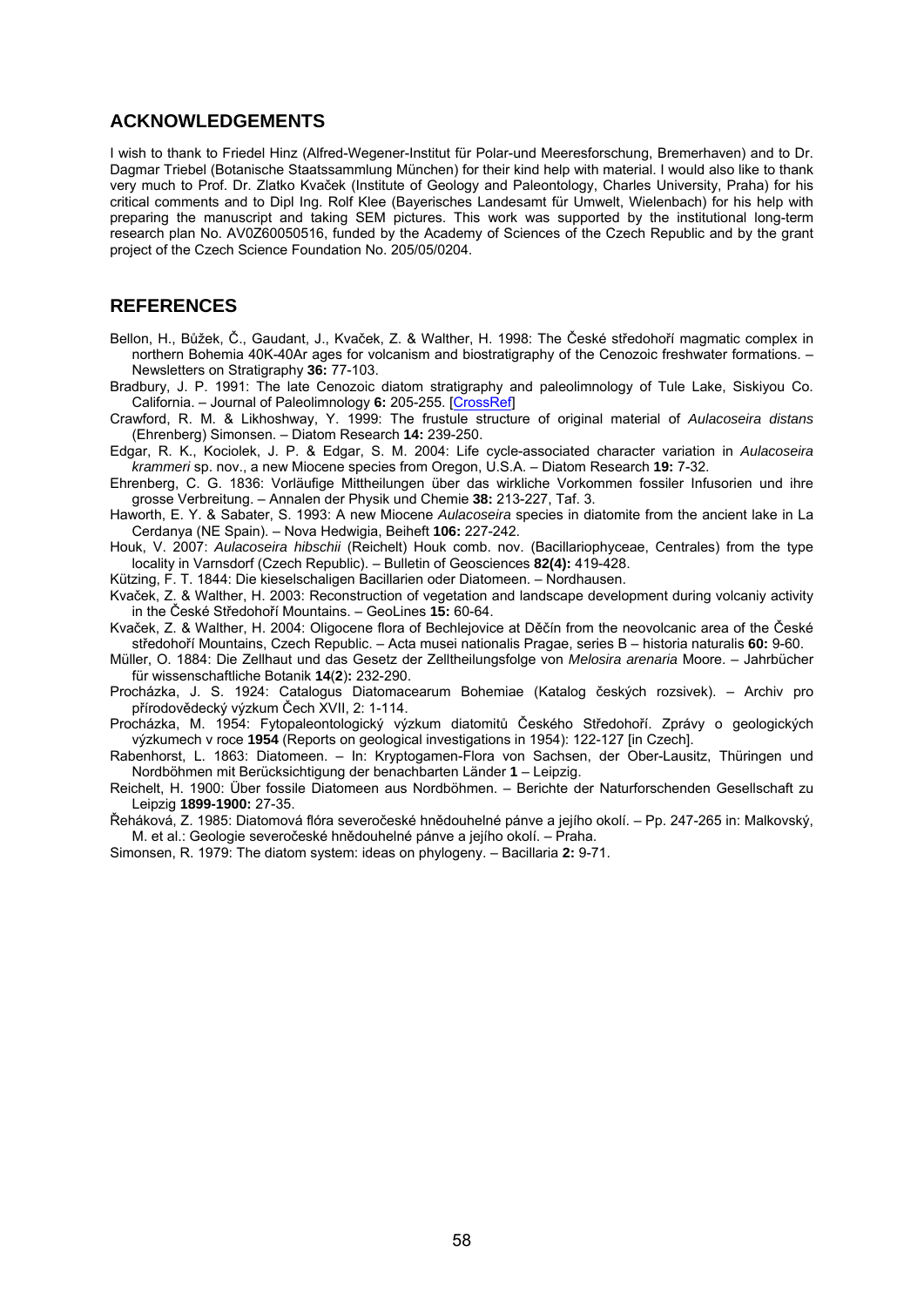## ACKNOWLEDGEMENTS

I wish to thank to Friedel Hinz (Alfred-Wegener-Institut für Polar-und Meeresforschung, Bremerhaven) and to Dr. Dagmar Triebel (Botanische Staatssammlung München) for their kind help with material. I would also like to thank very much to Prof. Dr. Zlatko Kvaček (Institute of Geology and Paleontology, Charles University, Praha) for his critical comments and to Dipl Ing. Rolf Klee (Bayerisches Landesamt für Umwelt, Wielenbach) for his help with preparing the manuscript and taking SEM pictures. This work was supported by the institutional long-term research plan No. AV0Z60050516, funded by the Academy of Sciences of the Czech Republic and by the grant project of the Czech Science Foundation No. 205/05/0204.

## REFERENCES

Bellon, H., Bůžek, Č., Gaudant, J., Kvaček, Z. & Walther, H. 1998: The České středohoří magmatic complex in northern Bohemia 40K-40Ar ages for volcanism and biostratigraphy of the Cenozoic freshwater formations. – Newsletters on Stratigraphy **36:** 77-103.

Bradbury, J. P. 1991: The late Cenozoic diatom stratigraphy and paleolimnology of Tule Lake, Siskiyou Co. California. – Journal of Paleolimnology **6:** 205-255. [CrossRef]

Crawford, R. M. & Likhoshway, Y. 1999: The frustule structure of original material of *Aulacoseira distans* (Ehrenberg) Simonsen. – Diatom Research **14:** 239-250.

Edgar, R. K., Kociolek, J. P. & Edgar, S. M. 2004: Life cycle-associated character variation in *Aulacoseira krammeri* sp. nov., a new Miocene species from Oregon, U.S.A. – Diatom Research **19:** 7-32.

Ehrenberg, C. G. 1836: Vorläufige Mittheilungen über das wirkliche Vorkommen fossiler Infusorien und ihre grosse Verbreitung. – Annalen der Physik und Chemie **38:** 213-227, Taf. 3.

Haworth, E. Y. & Sabater, S. 1993: A new Miocene *Aulacoseira* species in diatomite from the ancient lake in La Cerdanya (NE Spain). – Nova Hedwigia, Beiheft **106:** 227-242.

Houk, V. 2007: *Aulacoseira hibschii* (Reichelt) Houk comb. nov. (Bacillariophyceae, Centrales) from the type locality in Varnsdorf (Czech Republic). – Bulletin of Geosciences **82(4):** 419-428.

Kützing, F. T. 1844: Die kieselschaligen Bacillarien oder Diatomeen. – Nordhausen.

Kvaček, Z. & Walther, H. 2003: Reconstruction of vegetation and landscape development during volcaniy activity in the České Středohoří Mountains. – GeoLines **15:** 60-64.

Kvaček, Z. & Walther, H. 2004: Oligocene flora of Bechlejovice at Děčín from the neovolcanic area of the České středohoří Mountains, Czech Republic. – Acta musei nationalis Pragae, series B – historia naturalis **60:** 9-60.

Müller, O. 1884: Die Zellhaut und das Gesetz der Zelltheilungsfolge von *Melosira arenaria* Moore. – Jahrbücher für wissenschaftliche Botanik **14**(**2**)**:** 232-290.

Procházka, J. S. 1924: Catalogus Diatomacearum Bohemiae (Katalog českých rozsivek). – Archiv pro přírodovědecký výzkum Čech XVII, 2: 1-114.

Procházka, M. 1954: Fytopaleontologický výzkum diatomitů Českého Středohoří. Zprávy o geologických výzkumech v roce **1954** (Reports on geological investigations in 1954): 122-127 [in Czech].

Rabenhorst, L. 1863: Diatomeen. – In: Kryptogamen-Flora von Sachsen, der Ober-Lausitz, Thüringen und Nordböhmen mit Berücksichtigung der benachbarten Länder **1** – Leipzig.

Reichelt, H. 1900: Über fossile Diatomeen aus Nordböhmen. – Berichte der Naturforschenden Gesellschaft zu Leipzig **1899-1900:** 27-35.

Řeháková, Z. 1985: Diatomová flóra severočeské hnědouhelné pánve a jejího okolí. – Pp. 247-265 in: Malkovský, M. et al.: Geologie severočeské hnědouhelné pánve a jejího okolí. – Praha.

Simonsen, R. 1979: The diatom system: ideas on phylogeny. – Bacillaria **2:** 9-71.